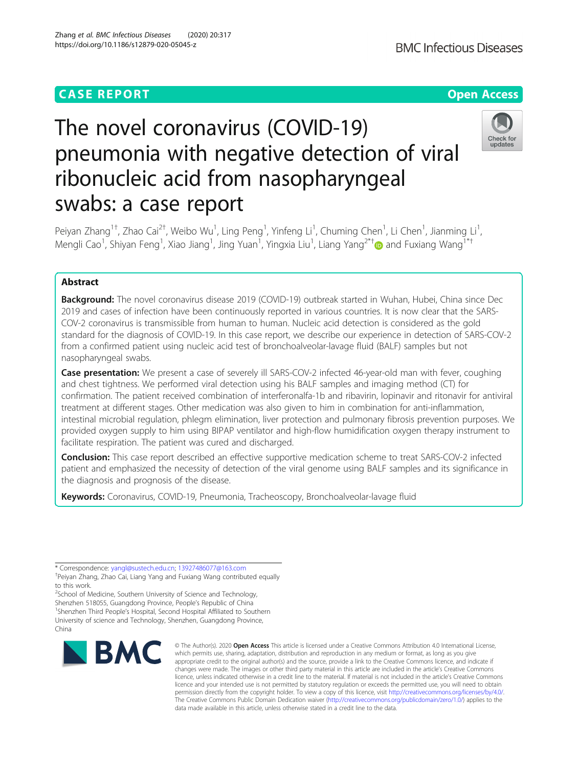CASE REPORT

Open Access

# The novel coronavirus (COVID-19) pneumonia with negative detection of viral ribonucleic acid from nasopharyngeal swabs: a case report

Peiyan Zhang[1†], Zhao Cai[2†], Weibo Wu[1], Ling Peng[1], Yinfeng Li[1], Chuming Chen[1], Li Chen[1], Jianming Li[1], Mengli Cao[1], Shiyan Feng[1], Xiao Jiang[1], Jing Yuan[1], Yingxia Liu[1], Liang Yang[2*†] and Fuxiang Wang[1*†]

## Abstract

**Background:** The novel coronavirus disease 2019 (COVID-19) outbreak started in Wuhan, Hubei, China since Dec 2019 and cases of infection have been continuously reported in various countries. It is now clear that the SARS-COV-2 coronavirus is transmissible from human to human. Nucleic acid detection is considered as the gold standard for the diagnosis of COVID-19. In this case report, we describe our experience in detection of SARS-COV-2 from a confirmed patient using nucleic acid test of bronchoalveolar-lavage fluid (BALF) samples but not nasopharyngeal swabs.

**Case presentation:** We present a case of severely ill SARS-COV-2 infected 46-year-old man with fever, coughing and chest tightness. We performed viral detection using his BALF samples and imaging method (CT) for confirmation. The patient received combination of interferonalfa-1b and ribavirin, lopinavir and ritonavir for antiviral treatment at different stages. Other medication was also given to him in combination for anti-inflammation, intestinal microbial regulation, phlegm elimination, liver protection and pulmonary fibrosis prevention purposes. We provided oxygen supply to him using BIPAP ventilator and high-flow humidification oxygen therapy instrument to facilitate respiration. The patient was cured and discharged.

**Conclusion:** This case report described an effective supportive medication scheme to treat SARS-COV-2 infected patient and emphasized the necessity of detection of the viral genome using BALF samples and its significance in the diagnosis and prognosis of the disease.

**Keywords:** Coronavirus, COVID-19, Pneumonia, Tracheoscopy, Bronchoalveolar-lavage fluid

---

\* Correspondence: yangl@sustech.edu.cn; 13927486077@163.com

†Peiyan Zhang, Zhao Cai, Liang Yang and Fuxiang Wang contributed equally to this work.

[2]School of Medicine, Southern University of Science and Technology, Shenzhen 518055, Guangdong Province, People's Republic of China

[1]Shenzhen Third People's Hospital, Second Hospital Affiliated to Southern University of science and Technology, Shenzhen, Guangdong Province, China

© The Author(s). 2020 **Open Access** This article is licensed under a Creative Commons Attribution 4.0 International License, which permits use, sharing, adaptation, distribution and reproduction in any medium or format, as long as you give appropriate credit to the original author(s) and the source, provide a link to the Creative Commons licence, and indicate if changes were made. The images or other third party material in this article are included in the article's Creative Commons licence, unless indicated otherwise in a credit line to the material. If material is not included in the article's Creative Commons licence and your intended use is not permitted by statutory regulation or exceeds the permitted use, you will need to obtain permission directly from the copyright holder. To view a copy of this licence, visit http://creativecommons.org/licenses/by/4.0/. The Creative Commons Public Domain Dedication waiver (http://creativecommons.org/publicdomain/zero/1.0/) applies to the data made available in this article, unless otherwise stated in a credit line to the data.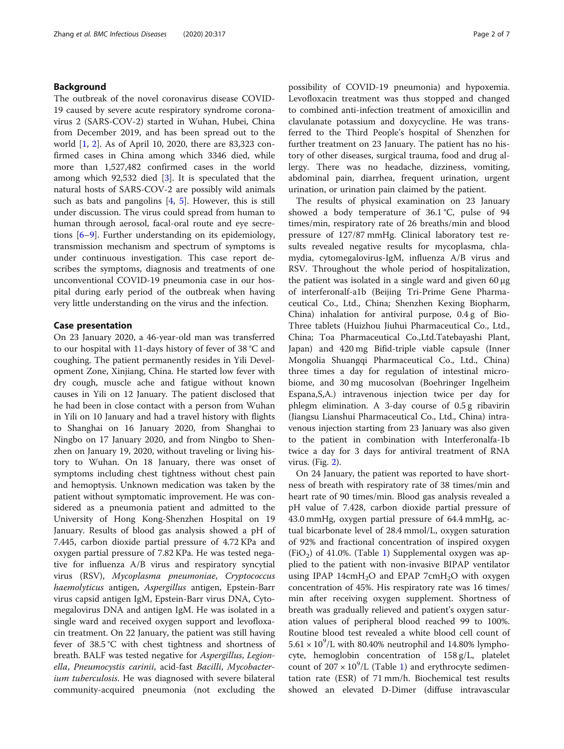## Background

The outbreak of the novel coronavirus disease COVID-19 caused by severe acute respiratory syndrome coronavirus 2 (SARS-COV-2) started in Wuhan, Hubei, China from December 2019, and has been spread out to the world [1, 2]. As of April 10, 2020, there are 83,323 confirmed cases in China among which 3346 died, while more than 1,527,482 confirmed cases in the world among which 92,532 died [3]. It is speculated that the natural hosts of SARS-COV-2 are possibly wild animals such as bats and pangolins [4, 5]. However, this is still under discussion. The virus could spread from human to human through aerosol, facal-oral route and eye secretions [6–9]. Further understanding on its epidemiology, transmission mechanism and spectrum of symptoms is under continuous investigation. This case report describes the symptoms, diagnosis and treatments of one unconventional COVID-19 pneumonia case in our hospital during early period of the outbreak when having very little understanding on the virus and the infection.

## Case presentation

On 23 January 2020, a 46-year-old man was transferred to our hospital with 11-days history of fever of 38 °C and coughing. The patient permanently resides in Yili Development Zone, Xinjiang, China. He started low fever with dry cough, muscle ache and fatigue without known causes in Yili on 12 January. The patient disclosed that he had been in close contact with a person from Wuhan in Yili on 10 January and had a travel history with flights to Shanghai on 16 January 2020, from Shanghai to Ningbo on 17 January 2020, and from Ningbo to Shenzhen on January 19, 2020, without traveling or living history to Wuhan. On 18 January, there was onset of symptoms including chest tightness without chest pain and hemoptysis. Unknown medication was taken by the patient without symptomatic improvement. He was considered as a pneumonia patient and admitted to the University of Hong Kong-Shenzhen Hospital on 19 January. Results of blood gas analysis showed a pH of 7.445, carbon dioxide partial pressure of 4.72 KPa and oxygen partial pressure of 7.82 KPa. He was tested negative for influenza A/B virus and respiratory syncytial virus (RSV), *Mycoplasma pneumoniae*, *Cryptococcus haemolyticus* antigen, *Aspergillus* antigen, Epstein-Barr virus capsid antigen IgM, Epstein-Barr virus DNA, Cytomegalovirus DNA and antigen IgM. He was isolated in a single ward and received oxygen support and levofloxacin treatment. On 22 January, the patient was still having fever of 38.5 °C with chest tightness and shortness of breath. BALF was tested negative for *Aspergillus*, *Legionella*, *Pneumocystis carinii*, acid-fast *Bacilli*, *Mycobacterium tuberculosis*. He was diagnosed with severe bilateral community-acquired pneumonia (not excluding the possibility of COVID-19 pneumonia) and hypoxemia. Levofloxacin treatment was thus stopped and changed to combined anti-infection treatment of amoxicillin and clavulanate potassium and doxycycline. He was transferred to the Third People's hospital of Shenzhen for further treatment on 23 January. The patient has no history of other diseases, surgical trauma, food and drug allergy. There was no headache, dizziness, vomiting, abdominal pain, diarrhea, frequent urination, urgent urination, or urination pain claimed by the patient.

The results of physical examination on 23 January showed a body temperature of 36.1 °C, pulse of 94 times/min, respiratory rate of 26 breaths/min and blood pressure of 127/87 mmHg. Clinical laboratory test results revealed negative results for mycoplasma, chlamydia, cytomegalovirus-IgM, influenza A/B virus and RSV. Throughout the whole period of hospitalization, the patient was isolated in a single ward and given 60 μg of interferonalf-a1b (Beijing Tri-Prime Gene Pharmaceutical Co., Ltd., China; Shenzhen Kexing Biopharm, China) inhalation for antiviral purpose, 0.4 g of Bio-Three tablets (Huizhou Jiuhui Pharmaceutical Co., Ltd., China; Toa Pharmaceutical Co.,Ltd.Tatebayashi Plant, Japan) and 420 mg Bifid-triple viable capsule (Inner Mongolia Shuangqi Pharmaceutical Co., Ltd., China) three times a day for regulation of intestinal microbiome, and 30 mg mucosolvan (Boehringer Ingelheim Espana,S,A.) intravenous injection twice per day for phlegm elimination. A 3-day course of 0.5 g ribavirin (Jiangsu Lianshui Pharmaceutical Co., Ltd., China) intravenous injection starting from 23 January was also given to the patient in combination with Interferonalfa-1b twice a day for 3 days for antiviral treatment of RNA virus. (Fig. 2).

On 24 January, the patient was reported to have shortness of breath with respiratory rate of 38 times/min and heart rate of 90 times/min. Blood gas analysis revealed a pH value of 7.428, carbon dioxide partial pressure of 43.0 mmHg, oxygen partial pressure of 64.4 mmHg, actual bicarbonate level of 28.4 mmol/L, oxygen saturation of 92% and fractional concentration of inspired oxygen ($FiO_2$) of 41.0%. (Table 1) Supplemental oxygen was applied to the patient with non-invasive BIPAP ventilator using IPAP 14cm$H_2O$ and EPAP 7cm$H_2O$ with oxygen concentration of 45%. His respiratory rate was 16 times/min after receiving oxygen supplement. Shortness of breath was gradually relieved and patient's oxygen saturation values of peripheral blood reached 99 to 100%. Routine blood test revealed a white blood cell count of $5.61 \times 10^9$/L with 80.40% neutrophil and 14.80% lymphocyte, hemoglobin concentration of 158 g/L, platelet count of $207 \times 10^9$/L (Table 1) and erythrocyte sedimentation rate (ESR) of 71 mm/h. Biochemical test results showed an elevated D-Dimer (diffuse intravascular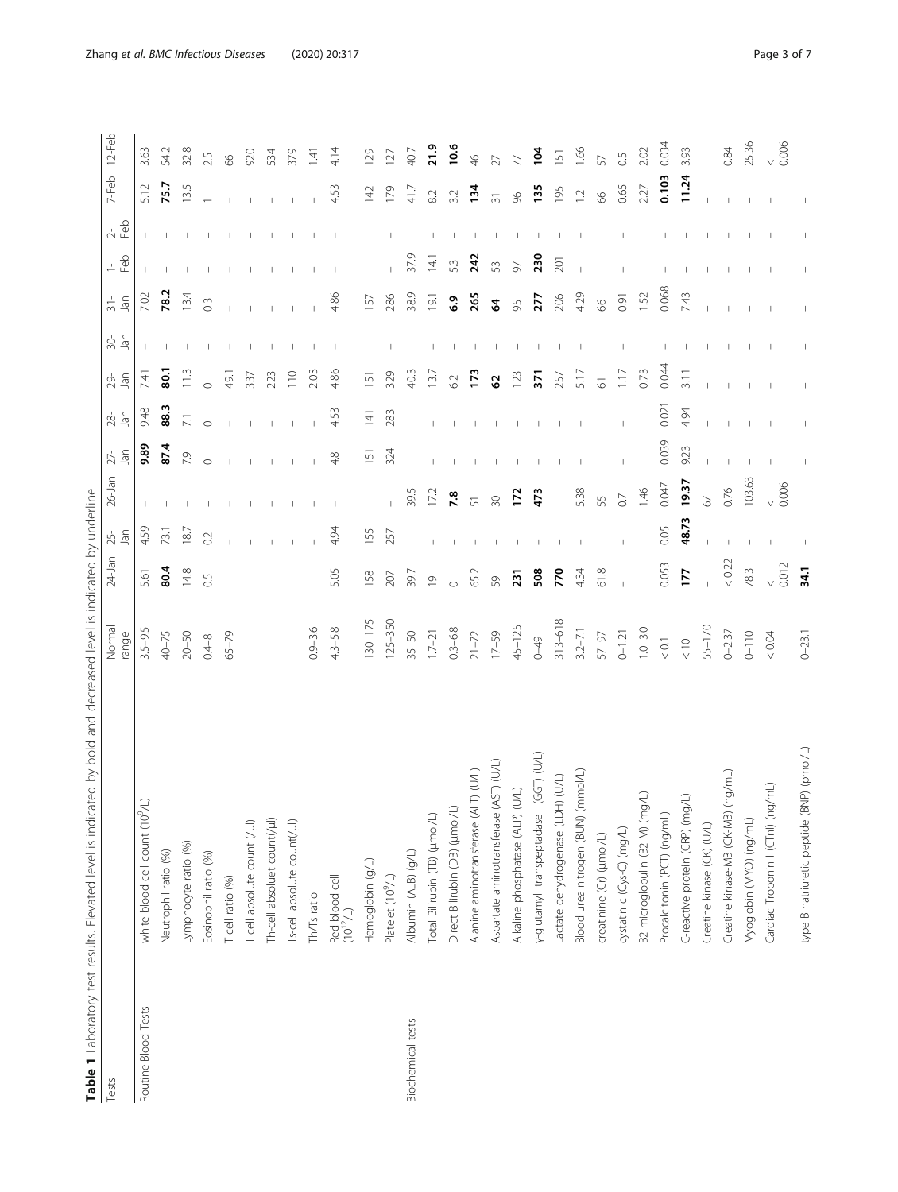**Table 1** Laboratory test results. Elevated level is indicated by bold and decreased level is indicated by underline

| Tests | | Normal range | 24-Jan | 25-Jan | 26-Jan | 27-Jan | 28-Jan | 29-Jan | 30-Jan | 31-Jan | 1-Feb | 2-Feb | 7-Feb | 12-Feb |
|---|---|---|---|---|---|---|---|---|---|---|---|---|---|---|
| Routine Blood Tests | white blood cell count ($10^9$/L) | 3.5–9.5 | 5.61 | 4.59 | – | **9.89** | 9.48 | 7.41 | – | 7.02 | – | – | 5.12 | 3.63 |
| | Neutrophil ratio (%) | 40–75 | **80.4** | 73.1 | – | **87.4** | **88.3** | **80.1** | – | **78.2** | – | – | **75.7** | 54.2 |
| | Lymphocyte ratio (%) | 20–50 | 14.8 | 18.7 | – | 7.9 | 7.1 | 11.3 | – | 13.4 | – | – | 13.5 | 32.8 |
| | Eosinophil ratio (%) | 0.4–8 | 0.5 | 0.2 | – | 0 | 0 | 0 | – | 0.3 | – | – | 1 | 2.5 |
| | T cell ratio (%) | 65–79 | | – | – | – | – | 49.1 | – | – | – | – | – | 66 |
| | T cell absolute count (/μl) | | | – | – | – | – | 337 | – | – | – | – | – | 920 |
| | Th-cell absoluet count(/μl) | | | – | – | – | – | 223 | – | – | – | – | – | 534 |
| | Ts-cell absolute count(/μl) | | | – | – | – | – | 110 | – | – | – | – | – | 379 |
| | Th/Ts ratio | 0.9–3.6 | | – | – | – | – | 2.03 | – | – | – | – | – | 1.41 |
| | Red blood cell ($10^{12}$/L) | 4.3–5.8 | 5.05 | 4.94 | – | 4.8 | 4.53 | 4.86 | – | 4.86 | – | – | 4.53 | 4.14 |
| | Hemoglobin (g/L) | 130–175 | 158 | 155 | – | 151 | 141 | 151 | – | 157 | – | – | 142 | 129 |
| | Platelet ($10^9$/L) | 125–350 | 207 | 257 | – | 324 | 283 | 329 | – | 286 | – | – | 179 | 127 |
| Biochemical tests | Albumin (ALB) (g/L) | 35–50 | 39.7 | – | 39.5 | – | – | 40.3 | – | 38.9 | 37.9 | – | 41.7 | 40.7 |
| | Total Bilirubin (TB) (μmol/L) | 1.7–21 | 19 | – | 17.2 | – | – | 13.7 | – | 19.1 | 14.1 | – | 8.2 | **21.9** |
| | Direct Bilirubin (DB) (μmol/L) | 0.3–6.8 | 0 | – | **7.8** | – | – | 6.2 | – | **6.9** | 5.3 | – | 3.2 | **10.6** |
| | Alanine aminotransferase (ALT) (U/L) | 21–72 | 65.2 | – | 51 | – | – | **173** | – | **265** | **242** | – | **134** | 46 |
| | Aspartate aminotransferase (AST) (U/L) | 17–59 | 59 | – | 30 | – | – | **62** | – | **64** | 53 | – | 31 | 27 |
| | Alkaline phosphatase (ALP) (U/L) | 45–125 | **231** | – | **172** | – | – | 123 | – | 95 | 97 | – | 96 | 77 |
| | γ-glutamyl transpeptidase (GGT) (U/L) | 0–49 | **508** | – | **473** | – | – | **371** | – | **277** | **230** | – | **135** | **104** |
| | Lactate dehydrogenase (LDH) (U/L) | 313–618 | **770** | – | | – | – | 257 | – | 206 | 201 | – | 195 | 151 |
| | Blood urea nitrogen (BUN) (mmol/L) | 3.2–7.1 | 4.34 | – | 5.38 | – | – | 5.17 | – | 4.29 | – | – | 1.2 | 1.66 |
| | creatinine (Cr) (μmol/L) | 57–97 | 61.8 | – | 55 | – | – | 61 | – | 66 | – | – | 66 | 57 |
| | cystatin c (Cys-C) (mg/L) | 0–1.21 | – | – | 0.7 | – | – | 1.17 | – | 0.91 | – | – | 0.65 | 0.5 |
| | B2 microglobulin (B2-M) (mg/L) | 1.0–3.0 | – | – | 1.46 | – | – | 0.73 | – | 1.52 | – | – | 2.27 | 2.02 |
| | Procalcitonin (PCT) (ng/mL) | < 0.1 | 0.053 | 0.05 | 0.047 | 0.039 | 0.021 | 0.044 | – | 0.068 | – | – | **0.103** | 0.034 |
| | C-reactive protein (CRP) (mg/L) | < 10 | **177** | **48.73** | **19.37** | 9.23 | 4.94 | 3.11 | – | 7.43 | – | – | **11.24** | 3.93 |
| | Creatine kinase (CK) (U/L) | 55–170 | – | – | 67 | – | – | – | – | – | – | – | – | |
| | Creatine kinase-MB (CK-MB) (ng/mL) | 0–2.37 | < 0.22 | – | 0.76 | – | – | – | – | – | – | – | – | 0.84 |
| | Myoglobin (MYO) (ng/mL) | 0–110 | 78.3 | – | 103.63 | – | – | – | – | – | – | – | – | 25.36 |
| | Cardiac Troponin I (CTnI) (ng/mL) | < 0.04 | < 0.012 | – | < 0.006 | – | – | – | – | – | – | – | – | < 0.006 |
| | type B natriuretic peptide (BNP) (pmol/L) | 0–23.1 | **34.1** | – | | – | – | – | – | – | – | – | – | |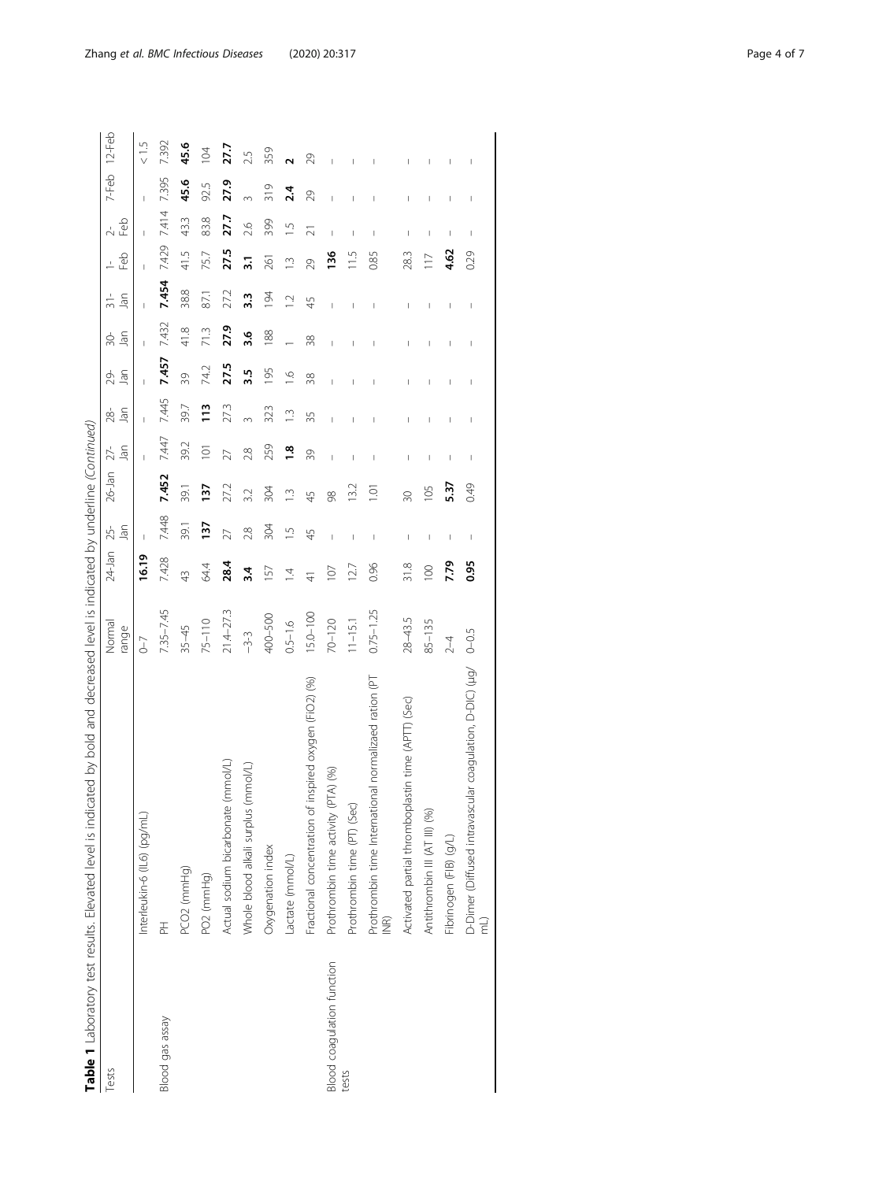**Table 1** Laboratory test results. Elevated level is indicated by bold and decreased level is indicated by underline *(Continued)*

| Tests | | Normal range | 24-Jan | 25-Jan | 26-Jan | 27-Jan | 28-Jan | 29-Jan | 30-Jan | 31-Jan | 1-Feb | 2-Feb | 7-Feb | 12-Feb |
|---|---|---|---|---|---|---|---|---|---|---|---|---|---|---|
| | Interleukin-6 (IL6) (pg/mL) | 0–7 | **16.19** | – | | – | – | – | – | – | – | – | – | < 1.5 |
| Blood gas assay | PH | 7.35–7.45 | 7.428 | 7.448 | **7.452** | 7.447 | 7.445 | **7.457** | 7.432 | **7.454** | 7.429 | 7.414 | 7.395 | 7.392 |
| | PCO2 (mmHg) | 35–45 | 43 | 39.1 | 39.1 | 39.2 | 39.7 | 39 | 41.8 | 38.8 | 41.5 | 43.3 | **45.6** | **45.6** |
| | PO2 (mmHg) | 75–110 | 64.4 | **137** | **137** | 101 | **113** | 74.2 | 71.3 | 87.1 | 75.7 | 83.8 | 92.5 | 104 |
| | Actual sodium bicarbonate (mmol/L) | 21.4–27.3 | **28.4** | 27 | 27.2 | 27 | 27.3 | **27.5** | **27.9** | 27.2 | **27.5** | **27.7** | **27.9** | **27.7** |
| | Whole blood alkali surplus (mmol/L) | −3-3 | **3.4** | 2.8 | 3.2 | 2.8 | 3 | **3.5** | **3.6** | **3.3** | **3.1** | 2.6 | 3 | 2.5 |
| | Oxygenation index | 400–500 | 157 | 304 | 304 | 259 | 323 | 195 | 188 | 194 | 261 | 399 | 319 | 359 |
| | Lactate (mmol/L) | 0.5–1.6 | 1.4 | 1.5 | 1.3 | **1.8** | 1.3 | 1.6 | 1 | 1.2 | 1.3 | 1.5 | **2.4** | **2** |
| | Fractional concentration of inspired oxygen (FiO2) (%) | 15.0–100 | 41 | 45 | 45 | 39 | 35 | 38 | 38 | 45 | 29 | 21 | 29 | 29 |
| Blood coagulation function tests | Prothrombin time activity (PTA) (%) | 70–120 | 107 | – | 98 | – | – | – | – | – | **136** | – | – | – |
| | Prothrombin time (PT) (Sec) | 11–15.1 | 12.7 | – | 13.2 | – | – | – | – | – | 11.5 | – | – | – |
| | Prothrombin time International normalizaed ration (PT INR) | 0.75–1.25 | 0.96 | – | 1.01 | – | – | – | – | – | 0.85 | – | – | – |
| | Activated partial thromboplastin time (APTT) (Sec) | 28–43.5 | 31.8 | – | 30 | – | – | – | – | – | 28.3 | – | – | – |
| | Antithrombin III (AT III) (%) | 85–135 | 100 | – | 105 | – | – | – | – | – | 117 | – | – | – |
| | Fibrinogen (FIB) (g/L) | 2–4 | **7.79** | – | **5.37** | – | – | – | – | – | **4.62** | – | – | – |
| | D-Dimer (Diffused intravascular coagulation, D-DIC) (μg/mL) | 0–0.5 | **0.95** | – | 0.49 | – | – | – | – | – | 0.29 | – | – | – |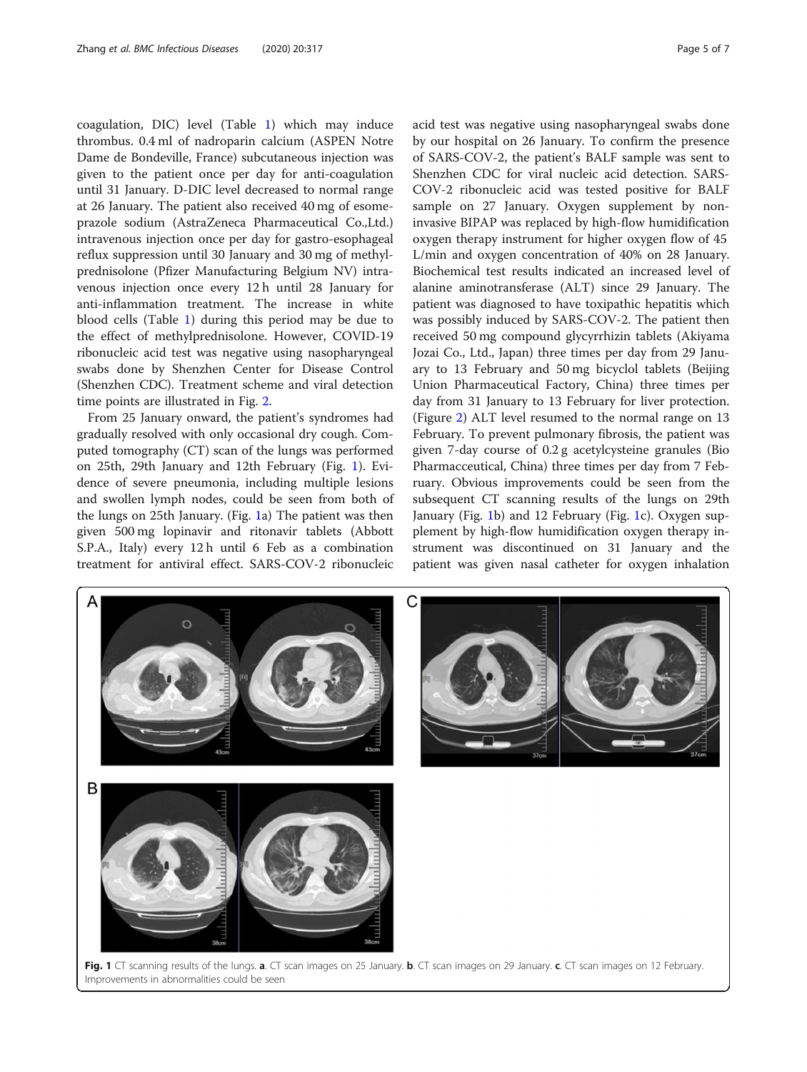coagulation, DIC) level (Table 1) which may induce thrombus. 0.4 ml of nadroparin calcium (ASPEN Notre Dame de Bondeville, France) subcutaneous injection was given to the patient once per day for anti-coagulation until 31 January. D-DIC level decreased to normal range at 26 January. The patient also received 40 mg of esomeprazole sodium (AstraZeneca Pharmaceutical Co.,Ltd.) intravenous injection once per day for gastro-esophageal reflux suppression until 30 January and 30 mg of methylprednisolone (Pfizer Manufacturing Belgium NV) intravenous injection once every 12 h until 28 January for anti-inflammation treatment. The increase in white blood cells (Table 1) during this period may be due to the effect of methylprednisolone. However, COVID-19 ribonucleic acid test was negative using nasopharyngeal swabs done by Shenzhen Center for Disease Control (Shenzhen CDC). Treatment scheme and viral detection time points are illustrated in Fig. 2.

From 25 January onward, the patient's syndromes had gradually resolved with only occasional dry cough. Computed tomography (CT) scan of the lungs was performed on 25th, 29th January and 12th February (Fig. 1). Evidence of severe pneumonia, including multiple lesions and swollen lymph nodes, could be seen from both of the lungs on 25th January. (Fig. 1a) The patient was then given 500 mg lopinavir and ritonavir tablets (Abbott S.P.A., Italy) every 12 h until 6 Feb as a combination treatment for antiviral effect. SARS-COV-2 ribonucleic acid test was negative using nasopharyngeal swabs done by our hospital on 26 January. To confirm the presence of SARS-COV-2, the patient's BALF sample was sent to Shenzhen CDC for viral nucleic acid detection. SARS-COV-2 ribonucleic acid was tested positive for BALF sample on 27 January. Oxygen supplement by non-invasive BIPAP was replaced by high-flow humidification oxygen therapy instrument for higher oxygen flow of 45 L/min and oxygen concentration of 40% on 28 January. Biochemical test results indicated an increased level of alanine aminotransferase (ALT) since 29 January. The patient was diagnosed to have toxipathic hepatitis which was possibly induced by SARS-COV-2. The patient then received 50 mg compound glycyrrhizin tablets (Akiyama Jozai Co., Ltd., Japan) three times per day from 29 January to 13 February and 50 mg bicyclol tablets (Beijing Union Pharmaceutical Factory, China) three times per day from 31 January to 13 February for liver protection. (Figure 2) ALT level resumed to the normal range on 13 February. To prevent pulmonary fibrosis, the patient was given 7-day course of 0.2 g acetylcysteine granules (Bio Pharmacceutical, China) three times per day from 7 February. Obvious improvements could be seen from the subsequent CT scanning results of the lungs on 29th January (Fig. 1b) and 12 February (Fig. 1c). Oxygen supplement by high-flow humidification oxygen therapy instrument was discontinued on 31 January and the patient was given nasal catheter for oxygen inhalation

**Fig. 1** CT scanning results of the lungs. **a**. CT scan images on 25 January. **b**. CT scan images on 29 January. **c**. CT scan images on 12 February. Improvements in abnormalities could be seen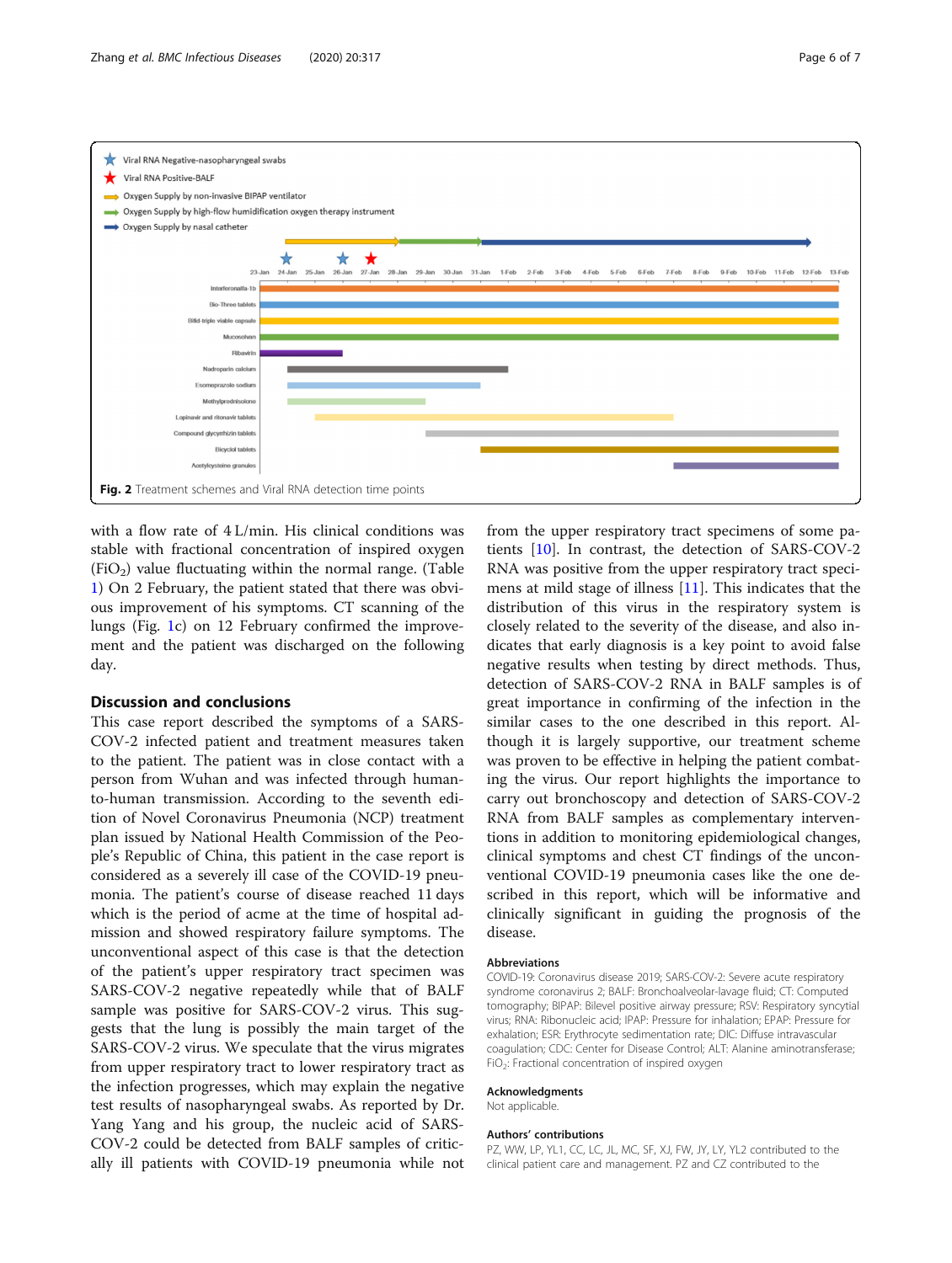Fig. 2 Treatment schemes and Viral RNA detection time points

with a flow rate of 4 L/min. His clinical conditions was stable with fractional concentration of inspired oxygen ($FiO_2$) value fluctuating within the normal range. (Table 1) On 2 February, the patient stated that there was obvious improvement of his symptoms. CT scanning of the lungs (Fig. 1c) on 12 February confirmed the improvement and the patient was discharged on the following day.

## Discussion and conclusions

This case report described the symptoms of a SARS-COV-2 infected patient and treatment measures taken to the patient. The patient was in close contact with a person from Wuhan and was infected through human-to-human transmission. According to the seventh edition of Novel Coronavirus Pneumonia (NCP) treatment plan issued by National Health Commission of the People's Republic of China, this patient in the case report is considered as a severely ill case of the COVID-19 pneumonia. The patient's course of disease reached 11 days which is the period of acme at the time of hospital admission and showed respiratory failure symptoms. The unconventional aspect of this case is that the detection of the patient's upper respiratory tract specimen was SARS-COV-2 negative repeatedly while that of BALF sample was positive for SARS-COV-2 virus. This suggests that the lung is possibly the main target of the SARS-COV-2 virus. We speculate that the virus migrates from upper respiratory tract to lower respiratory tract as the infection progresses, which may explain the negative test results of nasopharyngeal swabs. As reported by Dr. Yang Yang and his group, the nucleic acid of SARS-COV-2 could be detected from BALF samples of critically ill patients with COVID-19 pneumonia while not from the upper respiratory tract specimens of some patients [10]. In contrast, the detection of SARS-COV-2 RNA was positive from the upper respiratory tract specimens at mild stage of illness [11]. This indicates that the distribution of this virus in the respiratory system is closely related to the severity of the disease, and also indicates that early diagnosis is a key point to avoid false negative results when testing by direct methods. Thus, detection of SARS-COV-2 RNA in BALF samples is of great importance in confirming of the infection in the similar cases to the one described in this report. Although it is largely supportive, our treatment scheme was proven to be effective in helping the patient combating the virus. Our report highlights the importance to carry out bronchoscopy and detection of SARS-COV-2 RNA from BALF samples as complementary interventions in addition to monitoring epidemiological changes, clinical symptoms and chest CT findings of the unconventional COVID-19 pneumonia cases like the one described in this report, which will be informative and clinically significant in guiding the prognosis of the disease.

### Abbreviations

COVID-19: Coronavirus disease 2019; SARS-COV-2: Severe acute respiratory syndrome coronavirus 2; BALF: Bronchoalveolar-lavage fluid; CT: Computed tomography; BIPAP: Bilevel positive airway pressure; RSV: Respiratory syncytial virus; RNA: Ribonucleic acid; IPAP: Pressure for inhalation; EPAP: Pressure for exhalation; ESR: Erythrocyte sedimentation rate; DIC: Diffuse intravascular coagulation; CDC: Center for Disease Control; ALT: Alanine aminotransferase; $FiO_2$: Fractional concentration of inspired oxygen

### Acknowledgments

Not applicable.

### Authors' contributions

PZ, WW, LP, YL1, CC, LC, JL, MC, SF, XJ, FW, JY, LY, YL2 contributed to the clinical patient care and management. PZ and CZ contributed to the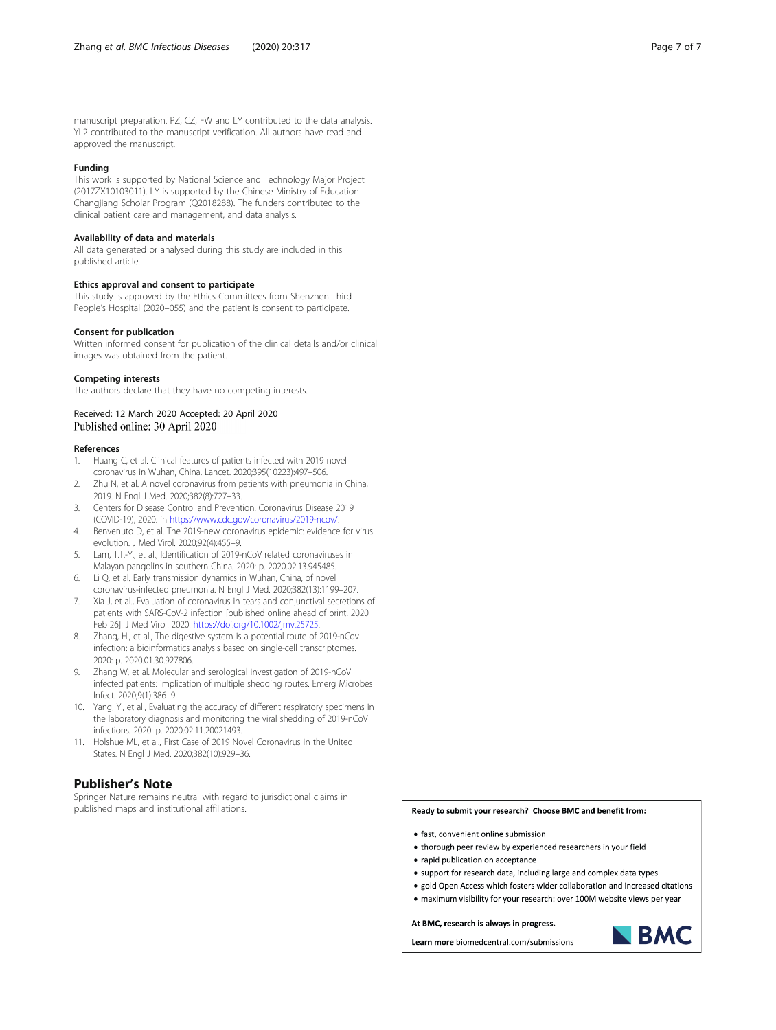manuscript preparation. PZ, CZ, FW and LY contributed to the data analysis. YL2 contributed to the manuscript verification. All authors have read and approved the manuscript.

### Funding

This work is supported by National Science and Technology Major Project (2017ZX10103011). LY is supported by the Chinese Ministry of Education Changjiang Scholar Program (Q2018288). The funders contributed to the clinical patient care and management, and data analysis.

### Availability of data and materials

All data generated or analysed during this study are included in this published article.

### Ethics approval and consent to participate

This study is approved by the Ethics Committees from Shenzhen Third People's Hospital (2020–055) and the patient is consent to participate.

### Consent for publication

Written informed consent for publication of the clinical details and/or clinical images was obtained from the patient.

### Competing interests

The authors declare that they have no competing interests.

Received: 12 March 2020 Accepted: 20 April 2020
Published online: 30 April 2020

### References

1. Huang C, et al. Clinical features of patients infected with 2019 novel coronavirus in Wuhan, China. Lancet. 2020;395(10223):497–506.
2. Zhu N, et al. A novel coronavirus from patients with pneumonia in China, 2019. N Engl J Med. 2020;382(8):727–33.
3. Centers for Disease Control and Prevention, Coronavirus Disease 2019 (COVID-19), 2020. in https://www.cdc.gov/coronavirus/2019-ncov/.
4. Benvenuto D, et al. The 2019-new coronavirus epidemic: evidence for virus evolution. J Med Virol. 2020;92(4):455–9.
5. Lam, T.T.-Y., et al., Identification of 2019-nCoV related coronaviruses in Malayan pangolins in southern China. 2020: p. 2020.02.13.945485.
6. Li Q, et al. Early transmission dynamics in Wuhan, China, of novel coronavirus-infected pneumonia. N Engl J Med. 2020;382(13):1199–207.
7. Xia J, et al., Evaluation of coronavirus in tears and conjunctival secretions of patients with SARS-CoV-2 infection [published online ahead of print, 2020 Feb 26]. J Med Virol. 2020. https://doi.org/10.1002/jmv.25725.
8. Zhang, H., et al., The digestive system is a potential route of 2019-nCov infection: a bioinformatics analysis based on single-cell transcriptomes. 2020: p. 2020.01.30.927806.
9. Zhang W, et al. Molecular and serological investigation of 2019-nCoV infected patients: implication of multiple shedding routes. Emerg Microbes Infect. 2020;9(1):386–9.
10. Yang, Y., et al., Evaluating the accuracy of different respiratory specimens in the laboratory diagnosis and monitoring the viral shedding of 2019-nCoV infections. 2020: p. 2020.02.11.20021493.
11. Holshue ML, et al., First Case of 2019 Novel Coronavirus in the United States. N Engl J Med. 2020;382(10):929–36.

## Publisher's Note

Springer Nature remains neutral with regard to jurisdictional claims in published maps and institutional affiliations.

**Ready to submit your research? Choose BMC and benefit from:**

- fast, convenient online submission
- thorough peer review by experienced researchers in your field
- rapid publication on acceptance
- support for research data, including large and complex data types
- gold Open Access which fosters wider collaboration and increased citations
- maximum visibility for your research: over 100M website views per year

**At BMC, research is always in progress.**

**Learn more** biomedcentral.com/submissions

BMC